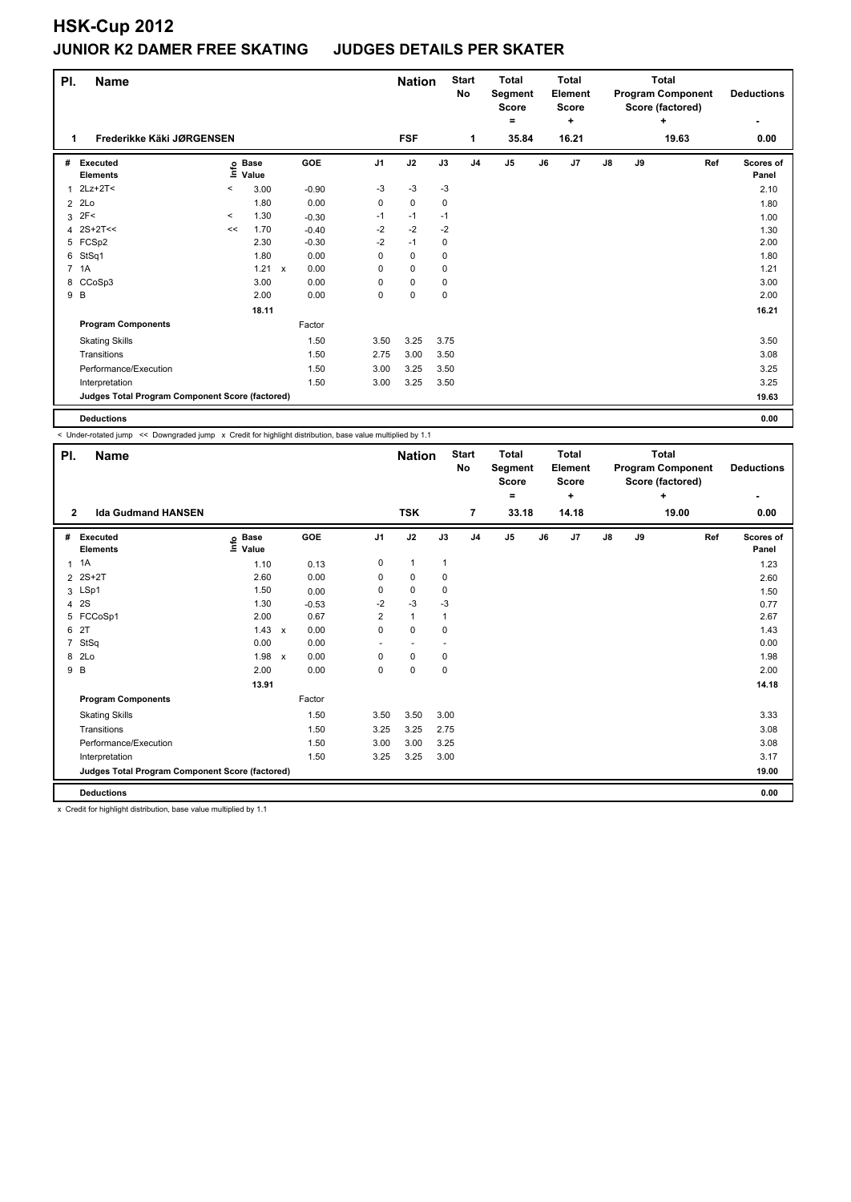# HSK-Cup 2012

## JUNIOR K2 DAMER FREE SKATING JUDGES DETAILS PER SKATER

| Pl. | Name | Nation | Start No | Total Segment Score = | Total Element Score + | Total Program Component Score (factored) + | Deductions - |
|---|---|---|---|---|---|---|---|
| 1 | Frederikke Käki JØRGENSEN | FSF | 1 | 35.84 | 16.21 | 19.63 | 0.00 |

| # | Executed Elements | Info | Base Value | | GOE | J1 | J2 | J3 | J4 | J5 | J6 | J7 | J8 | J9 | Ref | Scores of Panel |
|---|---|---|---|---|---|---|---|---|---|---|---|---|---|---|---|---|
| 1 | 2Lz+2T< | < | 3.00 | | -0.90 | -3 | -3 | -3 | | | | | | | | 2.10 |
| 2 | 2Lo | | 1.80 | | 0.00 | 0 | 0 | 0 | | | | | | | | 1.80 |
| 3 | 2F< | < | 1.30 | | -0.30 | -1 | -1 | -1 | | | | | | | | 1.00 |
| 4 | 2S+2T<< | << | 1.70 | | -0.40 | -2 | -2 | -2 | | | | | | | | 1.30 |
| 5 | FCSp2 | | 2.30 | | -0.30 | -2 | -1 | 0 | | | | | | | | 2.00 |
| 6 | StSq1 | | 1.80 | | 0.00 | 0 | 0 | 0 | | | | | | | | 1.80 |
| 7 | 1A | | 1.21 | x | 0.00 | 0 | 0 | 0 | | | | | | | | 1.21 |
| 8 | CCoSp3 | | 3.00 | | 0.00 | 0 | 0 | 0 | | | | | | | | 3.00 |
| 9 | B | | 2.00 | | 0.00 | 0 | 0 | 0 | | | | | | | | 2.00 |
| | | | 18.11 | | | | | | | | | | | | | 16.21 |
| | **Program Components** | | | | Factor | | | | | | | | | | | |
| | Skating Skills | | | | 1.50 | 3.50 | 3.25 | 3.75 | | | | | | | | 3.50 |
| | Transitions | | | | 1.50 | 2.75 | 3.00 | 3.50 | | | | | | | | 3.08 |
| | Performance/Execution | | | | 1.50 | 3.00 | 3.25 | 3.50 | | | | | | | | 3.25 |
| | Interpretation | | | | 1.50 | 3.00 | 3.25 | 3.50 | | | | | | | | 3.25 |
| | **Judges Total Program Component Score (factored)** | | | | | | | | | | | | | | | 19.63 |
| | **Deductions** | | | | | | | | | | | | | | | 0.00 |

< Under-rotated jump << Downgraded jump x Credit for highlight distribution, base value multiplied by 1.1

| Pl. | Name | Nation | Start No | Total Segment Score = | Total Element Score + | Total Program Component Score (factored) + | Deductions - |
|---|---|---|---|---|---|---|---|
| 2 | Ida Gudmand HANSEN | TSK | 7 | 33.18 | 14.18 | 19.00 | 0.00 |

| # | Executed Elements | Info | Base Value | | GOE | J1 | J2 | J3 | J4 | J5 | J6 | J7 | J8 | J9 | Ref | Scores of Panel |
|---|---|---|---|---|---|---|---|---|---|---|---|---|---|---|---|---|
| 1 | 1A | | 1.10 | | 0.13 | 0 | 1 | 1 | | | | | | | | 1.23 |
| 2 | 2S+2T | | 2.60 | | 0.00 | 0 | 0 | 0 | | | | | | | | 2.60 |
| 3 | LSp1 | | 1.50 | | 0.00 | 0 | 0 | 0 | | | | | | | | 1.50 |
| 4 | 2S | | 1.30 | | -0.53 | -2 | -3 | -3 | | | | | | | | 0.77 |
| 5 | FCCoSp1 | | 2.00 | | 0.67 | 2 | 1 | 1 | | | | | | | | 2.67 |
| 6 | 2T | | 1.43 | x | 0.00 | 0 | 0 | 0 | | | | | | | | 1.43 |
| 7 | StSq | | 0.00 | | 0.00 | - | - | - | | | | | | | | 0.00 |
| 8 | 2Lo | | 1.98 | x | 0.00 | 0 | 0 | 0 | | | | | | | | 1.98 |
| 9 | B | | 2.00 | | 0.00 | 0 | 0 | 0 | | | | | | | | 2.00 |
| | | | 13.91 | | | | | | | | | | | | | 14.18 |
| | **Program Components** | | | | Factor | | | | | | | | | | | |
| | Skating Skills | | | | 1.50 | 3.50 | 3.50 | 3.00 | | | | | | | | 3.33 |
| | Transitions | | | | 1.50 | 3.25 | 3.25 | 2.75 | | | | | | | | 3.08 |
| | Performance/Execution | | | | 1.50 | 3.00 | 3.00 | 3.25 | | | | | | | | 3.08 |
| | Interpretation | | | | 1.50 | 3.25 | 3.25 | 3.00 | | | | | | | | 3.17 |
| | **Judges Total Program Component Score (factored)** | | | | | | | | | | | | | | | 19.00 |
| | **Deductions** | | | | | | | | | | | | | | | 0.00 |

x Credit for highlight distribution, base value multiplied by 1.1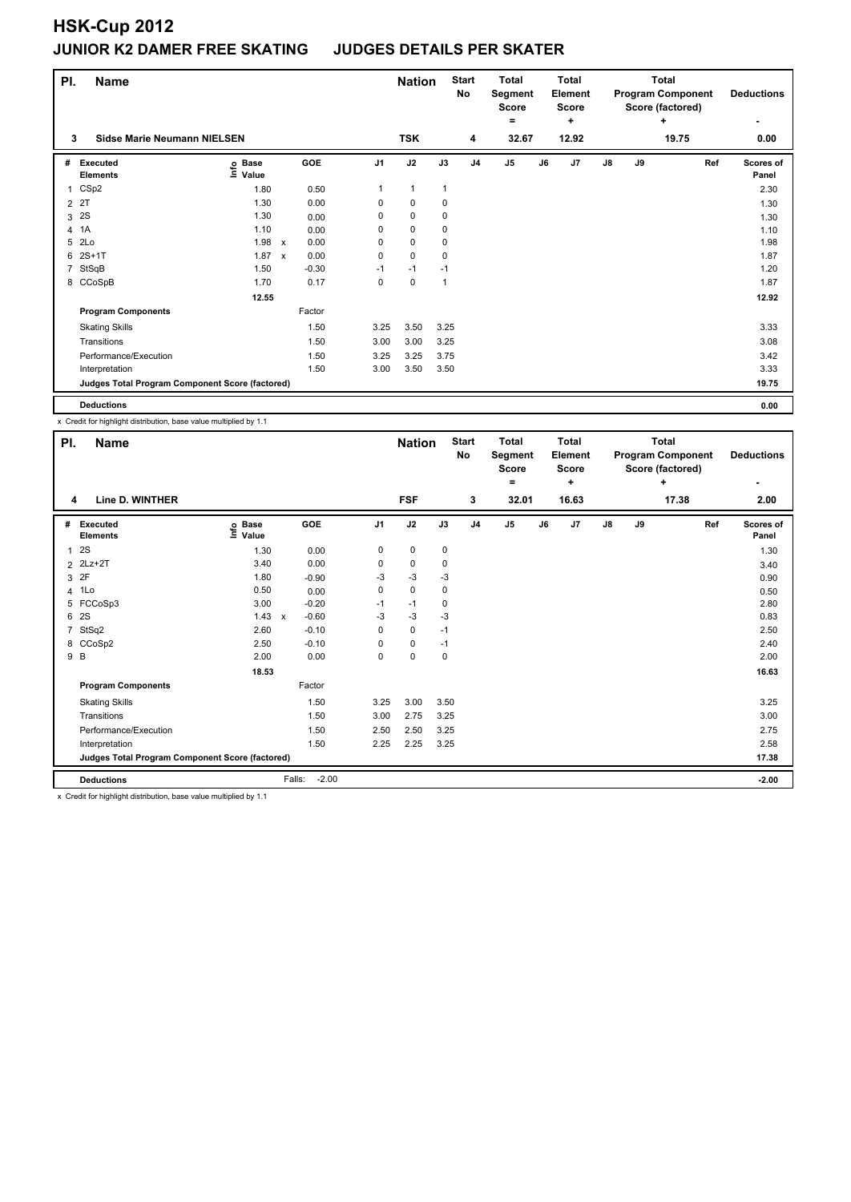# HSK-Cup 2012

## JUNIOR K2 DAMER FREE SKATING JUDGES DETAILS PER SKATER

| Pl. | Name | Nation | Start No | Total Segment Score = | Total Element Score + | Total Program Component Score (factored) + | Deductions - |
|---|---|---|---|---|---|---|---|
| 3 | Sidse Marie Neumann NIELSEN | TSK | 4 | 32.67 | 12.92 | 19.75 | 0.00 |

| # | Executed Elements | Info | Base Value | | GOE | J1 | J2 | J3 | J4 | J5 | J6 | J7 | J8 | J9 | Ref | Scores of Panel |
|---|---|---|---|---|---|---|---|---|---|---|---|---|---|---|---|---|
| 1 | CSp2 | | 1.80 | | 0.50 | 1 | 1 | 1 | | | | | | | | 2.30 |
| 2 | 2T | | 1.30 | | 0.00 | 0 | 0 | 0 | | | | | | | | 1.30 |
| 3 | 2S | | 1.30 | | 0.00 | 0 | 0 | 0 | | | | | | | | 1.30 |
| 4 | 1A | | 1.10 | | 0.00 | 0 | 0 | 0 | | | | | | | | 1.10 |
| 5 | 2Lo | | 1.98 | x | 0.00 | 0 | 0 | 0 | | | | | | | | 1.98 |
| 6 | 2S+1T | | 1.87 | x | 0.00 | 0 | 0 | 0 | | | | | | | | 1.87 |
| 7 | StSqB | | 1.50 | | -0.30 | -1 | -1 | -1 | | | | | | | | 1.20 |
| 8 | CCoSpB | | 1.70 | | 0.17 | 0 | 0 | 1 | | | | | | | | 1.87 |
| | | | 12.55 | | | | | | | | | | | | | 12.92 |
| | Program Components | | | | Factor | | | | | | | | | | | |
| | Skating Skills | | | | 1.50 | 3.25 | 3.50 | 3.25 | | | | | | | | 3.33 |
| | Transitions | | | | 1.50 | 3.00 | 3.00 | 3.25 | | | | | | | | 3.08 |
| | Performance/Execution | | | | 1.50 | 3.25 | 3.25 | 3.75 | | | | | | | | 3.42 |
| | Interpretation | | | | 1.50 | 3.00 | 3.50 | 3.50 | | | | | | | | 3.33 |
| | Judges Total Program Component Score (factored) | | | | | | | | | | | | | | | 19.75 |
| | Deductions | | | | | | | | | | | | | | | 0.00 |

x Credit for highlight distribution, base value multiplied by 1.1

| Pl. | Name | Nation | Start No | Total Segment Score = | Total Element Score + | Total Program Component Score (factored) + | Deductions - |
|---|---|---|---|---|---|---|---|
| 4 | Line D. WINTHER | FSF | 3 | 32.01 | 16.63 | 17.38 | 2.00 |

| # | Executed Elements | Info | Base Value | | GOE | J1 | J2 | J3 | J4 | J5 | J6 | J7 | J8 | J9 | Ref | Scores of Panel |
|---|---|---|---|---|---|---|---|---|---|---|---|---|---|---|---|---|
| 1 | 2S | | 1.30 | | 0.00 | 0 | 0 | 0 | | | | | | | | 1.30 |
| 2 | 2Lz+2T | | 3.40 | | 0.00 | 0 | 0 | 0 | | | | | | | | 3.40 |
| 3 | 2F | | 1.80 | | -0.90 | -3 | -3 | -3 | | | | | | | | 0.90 |
| 4 | 1Lo | | 0.50 | | 0.00 | 0 | 0 | 0 | | | | | | | | 0.50 |
| 5 | FCCoSp3 | | 3.00 | | -0.20 | -1 | -1 | 0 | | | | | | | | 2.80 |
| 6 | 2S | | 1.43 | x | -0.60 | -3 | -3 | -3 | | | | | | | | 0.83 |
| 7 | StSq2 | | 2.60 | | -0.10 | 0 | 0 | -1 | | | | | | | | 2.50 |
| 8 | CCoSp2 | | 2.50 | | -0.10 | 0 | 0 | -1 | | | | | | | | 2.40 |
| 9 | B | | 2.00 | | 0.00 | 0 | 0 | 0 | | | | | | | | 2.00 |
| | | | 18.53 | | | | | | | | | | | | | 16.63 |
| | Program Components | | | | Factor | | | | | | | | | | | |
| | Skating Skills | | | | 1.50 | 3.25 | 3.00 | 3.50 | | | | | | | | 3.25 |
| | Transitions | | | | 1.50 | 3.00 | 2.75 | 3.25 | | | | | | | | 3.00 |
| | Performance/Execution | | | | 1.50 | 2.50 | 2.50 | 3.25 | | | | | | | | 2.75 |
| | Interpretation | | | | 1.50 | 2.25 | 2.25 | 3.25 | | | | | | | | 2.58 |
| | Judges Total Program Component Score (factored) | | | | | | | | | | | | | | | 17.38 |
| | Deductions | | | | Falls: -2.00 | | | | | | | | | | | -2.00 |

x Credit for highlight distribution, base value multiplied by 1.1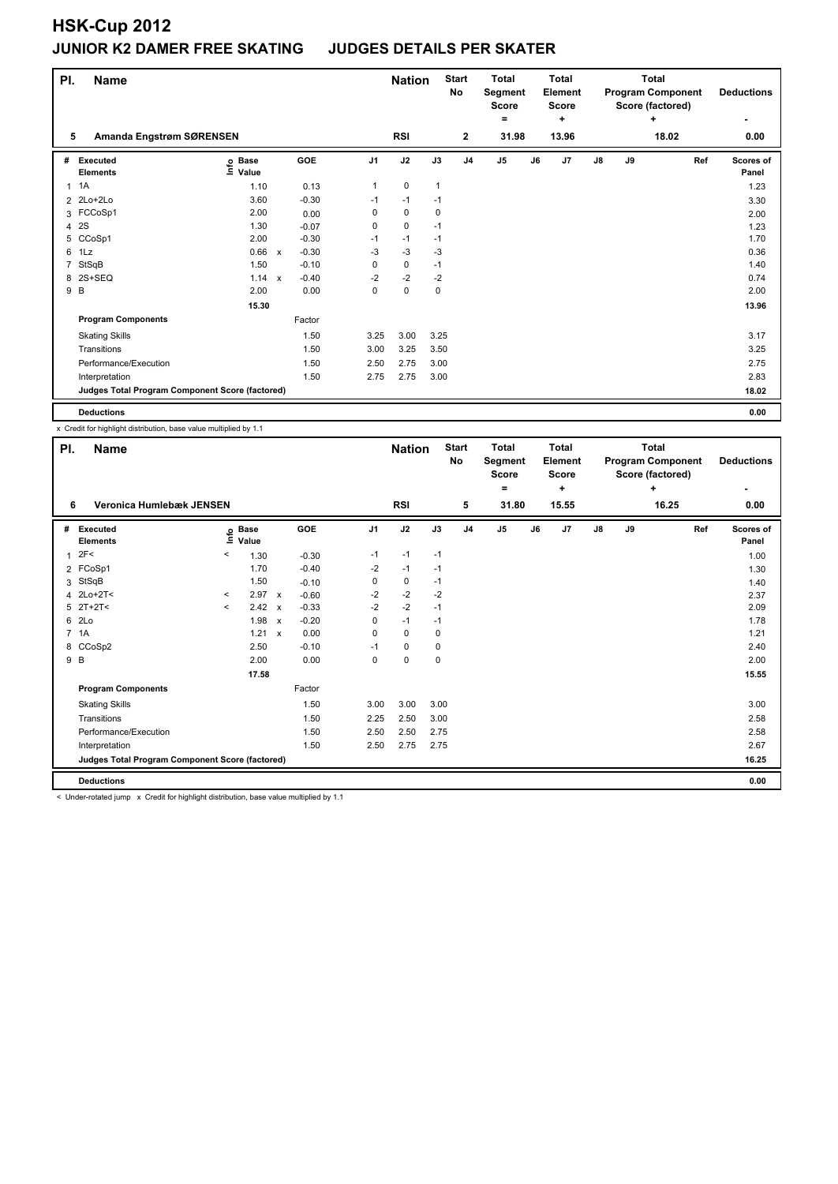# HSK-Cup 2012

## JUNIOR K2 DAMER FREE SKATING JUDGES DETAILS PER SKATER

| Pl. | Name | Nation | Start No | Total Segment Score = | Total Element Score + | Total Program Component Score (factored) + | Deductions - |
|---|---|---|---|---|---|---|---|
| 5 | Amanda Engstrøm SØRENSEN | RSI | 2 | 31.98 | 13.96 | 18.02 | 0.00 |

| # | Executed Elements | Info | Base Value | | GOE | J1 | J2 | J3 | J4 | J5 | J6 | J7 | J8 | J9 | Ref | Scores of Panel |
|---|---|---|---|---|---|---|---|---|---|---|---|---|---|---|---|---|
| 1 | 1A | | 1.10 | | 0.13 | 1 | 0 | 1 | | | | | | | | 1.23 |
| 2 | 2Lo+2Lo | | 3.60 | | -0.30 | -1 | -1 | -1 | | | | | | | | 3.30 |
| 3 | FCCoSp1 | | 2.00 | | 0.00 | 0 | 0 | 0 | | | | | | | | 2.00 |
| 4 | 2S | | 1.30 | | -0.07 | 0 | 0 | -1 | | | | | | | | 1.23 |
| 5 | CCoSp1 | | 2.00 | | -0.30 | -1 | -1 | -1 | | | | | | | | 1.70 |
| 6 | 1Lz | | 0.66 | x | -0.30 | -3 | -3 | -3 | | | | | | | | 0.36 |
| 7 | StSqB | | 1.50 | | -0.10 | 0 | 0 | -1 | | | | | | | | 1.40 |
| 8 | 2S+SEQ | | 1.14 | x | -0.40 | -2 | -2 | -2 | | | | | | | | 0.74 |
| 9 | B | | 2.00 | | 0.00 | 0 | 0 | 0 | | | | | | | | 2.00 |
| | | | 15.30 | | | | | | | | | | | | | 13.96 |
| | **Program Components** | | | | Factor | | | | | | | | | | | |
| | Skating Skills | | | | 1.50 | 3.25 | 3.00 | 3.25 | | | | | | | | 3.17 |
| | Transitions | | | | 1.50 | 3.00 | 3.25 | 3.50 | | | | | | | | 3.25 |
| | Performance/Execution | | | | 1.50 | 2.50 | 2.75 | 3.00 | | | | | | | | 2.75 |
| | Interpretation | | | | 1.50 | 2.75 | 2.75 | 3.00 | | | | | | | | 2.83 |
| | **Judges Total Program Component Score (factored)** | | | | | | | | | | | | | | | 18.02 |
| | **Deductions** | | | | | | | | | | | | | | | 0.00 |

x Credit for highlight distribution, base value multiplied by 1.1

| Pl. | Name | Nation | Start No | Total Segment Score = | Total Element Score + | Total Program Component Score (factored) + | Deductions - |
|---|---|---|---|---|---|---|---|
| 6 | Veronica Humlebæk JENSEN | RSI | 5 | 31.80 | 15.55 | 16.25 | 0.00 |

| # | Executed Elements | Info | Base Value | | GOE | J1 | J2 | J3 | J4 | J5 | J6 | J7 | J8 | J9 | Ref | Scores of Panel |
|---|---|---|---|---|---|---|---|---|---|---|---|---|---|---|---|---|
| 1 | 2F< | < | 1.30 | | -0.30 | -1 | -1 | -1 | | | | | | | | 1.00 |
| 2 | FCoSp1 | | 1.70 | | -0.40 | -2 | -1 | -1 | | | | | | | | 1.30 |
| 3 | StSqB | | 1.50 | | -0.10 | 0 | 0 | -1 | | | | | | | | 1.40 |
| 4 | 2Lo+2T< | < | 2.97 | x | -0.60 | -2 | -2 | -2 | | | | | | | | 2.37 |
| 5 | 2T+2T< | < | 2.42 | x | -0.33 | -2 | -2 | -1 | | | | | | | | 2.09 |
| 6 | 2Lo | | 1.98 | x | -0.20 | 0 | -1 | -1 | | | | | | | | 1.78 |
| 7 | 1A | | 1.21 | x | 0.00 | 0 | 0 | 0 | | | | | | | | 1.21 |
| 8 | CCoSp2 | | 2.50 | | -0.10 | -1 | 0 | 0 | | | | | | | | 2.40 |
| 9 | B | | 2.00 | | 0.00 | 0 | 0 | 0 | | | | | | | | 2.00 |
| | | | 17.58 | | | | | | | | | | | | | 15.55 |
| | **Program Components** | | | | Factor | | | | | | | | | | | |
| | Skating Skills | | | | 1.50 | 3.00 | 3.00 | 3.00 | | | | | | | | 3.00 |
| | Transitions | | | | 1.50 | 2.25 | 2.50 | 3.00 | | | | | | | | 2.58 |
| | Performance/Execution | | | | 1.50 | 2.50 | 2.50 | 2.75 | | | | | | | | 2.58 |
| | Interpretation | | | | 1.50 | 2.50 | 2.75 | 2.75 | | | | | | | | 2.67 |
| | **Judges Total Program Component Score (factored)** | | | | | | | | | | | | | | | 16.25 |
| | **Deductions** | | | | | | | | | | | | | | | 0.00 |

< Under-rotated jump x Credit for highlight distribution, base value multiplied by 1.1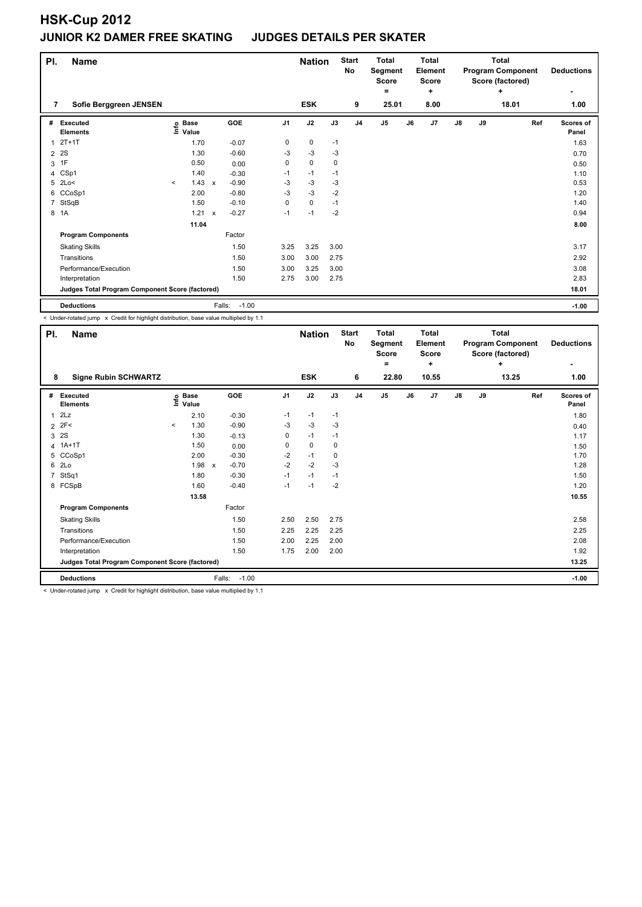# HSK-Cup 2012

## JUNIOR K2 DAMER FREE SKATING JUDGES DETAILS PER SKATER

| Pl. | Name | Nation | Start No | Total Segment Score = | Total Element Score + | Total Program Component Score (factored) + | Deductions - |
|---|---|---|---|---|---|---|---|
| 7 | Sofie Berggreen JENSEN | ESK | 9 | 25.01 | 8.00 | 18.01 | 1.00 |

| # | Executed Elements | Info | Base Value | | GOE | J1 | J2 | J3 | J4 | J5 | J6 | J7 | J8 | J9 | Ref | Scores of Panel |
|---|---|---|---|---|---|---|---|---|---|---|---|---|---|---|---|---|
| 1 | 2T+1T | | 1.70 | | -0.07 | 0 | 0 | -1 | | | | | | | | 1.63 |
| 2 | 2S | | 1.30 | | -0.60 | -3 | -3 | -3 | | | | | | | | 0.70 |
| 3 | 1F | | 0.50 | | 0.00 | 0 | 0 | 0 | | | | | | | | 0.50 |
| 4 | CSp1 | | 1.40 | | -0.30 | -1 | -1 | -1 | | | | | | | | 1.10 |
| 5 | 2Lo< | < | 1.43 | x | -0.90 | -3 | -3 | -3 | | | | | | | | 0.53 |
| 6 | CCoSp1 | | 2.00 | | -0.80 | -3 | -3 | -2 | | | | | | | | 1.20 |
| 7 | StSqB | | 1.50 | | -0.10 | 0 | 0 | -1 | | | | | | | | 1.40 |
| 8 | 1A | | 1.21 | x | -0.27 | -1 | -1 | -2 | | | | | | | | 0.94 |
| | | | 11.04 | | | | | | | | | | | | | 8.00 |
| | **Program Components** | | | | Factor | | | | | | | | | | | |
| | Skating Skills | | | | 1.50 | 3.25 | 3.25 | 3.00 | | | | | | | | 3.17 |
| | Transitions | | | | 1.50 | 3.00 | 3.00 | 2.75 | | | | | | | | 2.92 |
| | Performance/Execution | | | | 1.50 | 3.00 | 3.25 | 3.00 | | | | | | | | 3.08 |
| | Interpretation | | | | 1.50 | 2.75 | 3.00 | 2.75 | | | | | | | | 2.83 |
| | **Judges Total Program Component Score (factored)** | | | | | | | | | | | | | | | 18.01 |
| | **Deductions** | | | | Falls: -1.00 | | | | | | | | | | | -1.00 |

< Under-rotated jump x Credit for highlight distribution, base value multiplied by 1.1

| Pl. | Name | Nation | Start No | Total Segment Score = | Total Element Score + | Total Program Component Score (factored) + | Deductions - |
|---|---|---|---|---|---|---|---|
| 8 | Signe Rubin SCHWARTZ | ESK | 6 | 22.80 | 10.55 | 13.25 | 1.00 |

| # | Executed Elements | Info | Base Value | | GOE | J1 | J2 | J3 | J4 | J5 | J6 | J7 | J8 | J9 | Ref | Scores of Panel |
|---|---|---|---|---|---|---|---|---|---|---|---|---|---|---|---|---|
| 1 | 2Lz | | 2.10 | | -0.30 | -1 | -1 | -1 | | | | | | | | 1.80 |
| 2 | 2F< | < | 1.30 | | -0.90 | -3 | -3 | -3 | | | | | | | | 0.40 |
| 3 | 2S | | 1.30 | | -0.13 | 0 | -1 | -1 | | | | | | | | 1.17 |
| 4 | 1A+1T | | 1.50 | | 0.00 | 0 | 0 | 0 | | | | | | | | 1.50 |
| 5 | CCoSp1 | | 2.00 | | -0.30 | -2 | -1 | 0 | | | | | | | | 1.70 |
| 6 | 2Lo | | 1.98 | x | -0.70 | -2 | -2 | -3 | | | | | | | | 1.28 |
| 7 | StSq1 | | 1.80 | | -0.30 | -1 | -1 | -1 | | | | | | | | 1.50 |
| 8 | FCSpB | | 1.60 | | -0.40 | -1 | -1 | -2 | | | | | | | | 1.20 |
| | | | 13.58 | | | | | | | | | | | | | 10.55 |
| | **Program Components** | | | | Factor | | | | | | | | | | | |
| | Skating Skills | | | | 1.50 | 2.50 | 2.50 | 2.75 | | | | | | | | 2.58 |
| | Transitions | | | | 1.50 | 2.25 | 2.25 | 2.25 | | | | | | | | 2.25 |
| | Performance/Execution | | | | 1.50 | 2.00 | 2.25 | 2.00 | | | | | | | | 2.08 |
| | Interpretation | | | | 1.50 | 1.75 | 2.00 | 2.00 | | | | | | | | 1.92 |
| | **Judges Total Program Component Score (factored)** | | | | | | | | | | | | | | | 13.25 |
| | **Deductions** | | | | Falls: -1.00 | | | | | | | | | | | -1.00 |

< Under-rotated jump x Credit for highlight distribution, base value multiplied by 1.1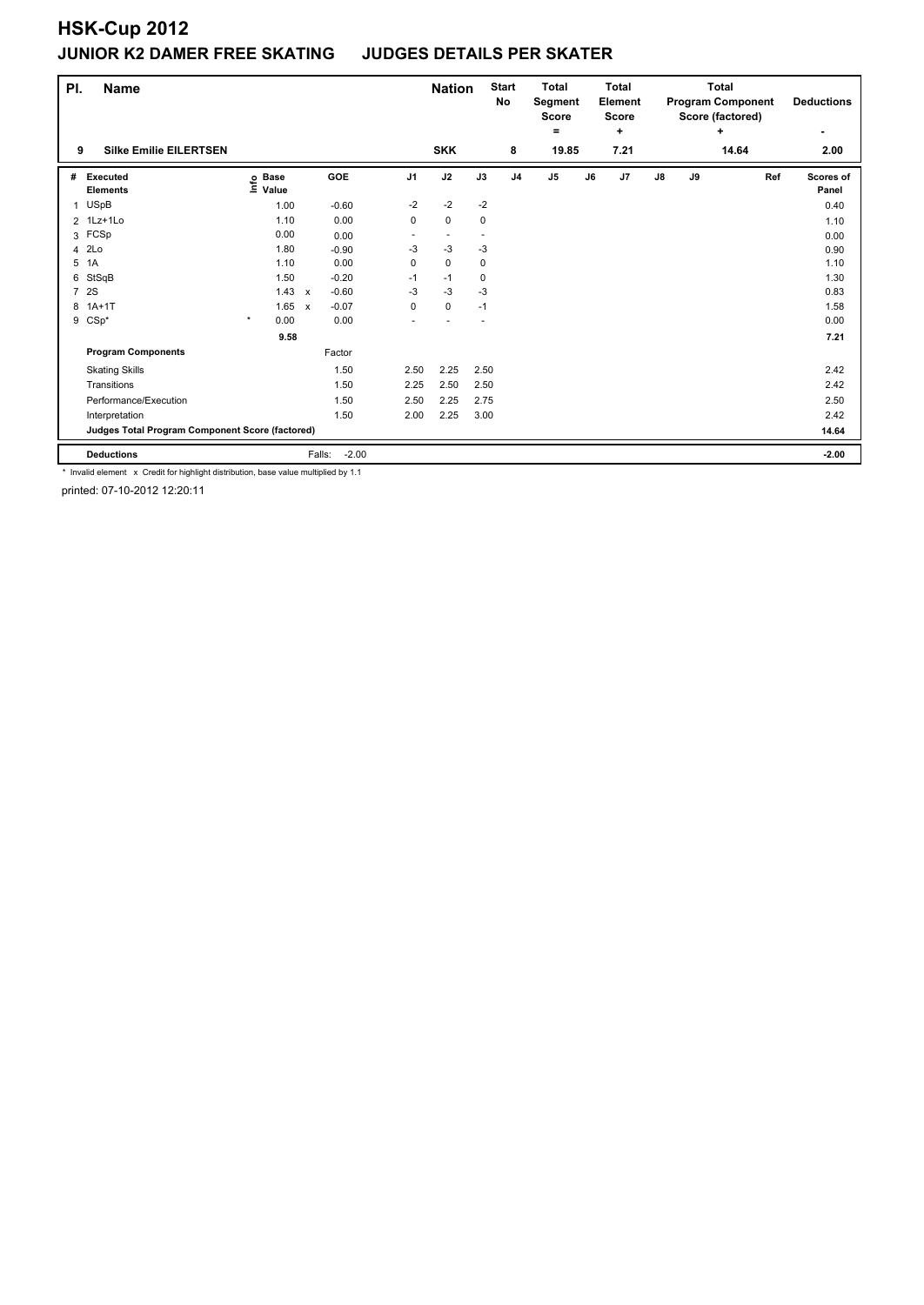# HSK-Cup 2012

## JUNIOR K2 DAMER FREE SKATING JUDGES DETAILS PER SKATER

| Pl. | Name | Nation | Start No | Total Segment Score = | Total Element Score + | Total Program Component Score (factored) + | Deductions - |
|---|---|---|---|---|---|---|---|
| 9 | Silke Emilie EILERTSEN | SKK | 8 | 19.85 | 7.21 | 14.64 | 2.00 |

| # | Executed Elements | Info | Base Value | | GOE | J1 | J2 | J3 | J4 | J5 | J6 | J7 | J8 | J9 | Ref | Scores of Panel |
|---|---|---|---|---|---|---|---|---|---|---|---|---|---|---|---|---|
| 1 | USpB | | 1.00 | | -0.60 | -2 | -2 | -2 | | | | | | | | 0.40 |
| 2 | 1Lz+1Lo | | 1.10 | | 0.00 | 0 | 0 | 0 | | | | | | | | 1.10 |
| 3 | FCSp | | 0.00 | | 0.00 | - | - | - | | | | | | | | 0.00 |
| 4 | 2Lo | | 1.80 | | -0.90 | -3 | -3 | -3 | | | | | | | | 0.90 |
| 5 | 1A | | 1.10 | | 0.00 | 0 | 0 | 0 | | | | | | | | 1.10 |
| 6 | StSqB | | 1.50 | | -0.20 | -1 | -1 | 0 | | | | | | | | 1.30 |
| 7 | 2S | | 1.43 | x | -0.60 | -3 | -3 | -3 | | | | | | | | 0.83 |
| 8 | 1A+1T | | 1.65 | x | -0.07 | 0 | 0 | -1 | | | | | | | | 1.58 |
| 9 | CSp* | * | 0.00 | | 0.00 | - | - | - | | | | | | | | 0.00 |
| | | | 9.58 | | | | | | | | | | | | | 7.21 |
| | **Program Components** | | | | Factor | | | | | | | | | | | |
| | Skating Skills | | | | 1.50 | 2.50 | 2.25 | 2.50 | | | | | | | | 2.42 |
| | Transitions | | | | 1.50 | 2.25 | 2.50 | 2.50 | | | | | | | | 2.42 |
| | Performance/Execution | | | | 1.50 | 2.50 | 2.25 | 2.75 | | | | | | | | 2.50 |
| | Interpretation | | | | 1.50 | 2.00 | 2.25 | 3.00 | | | | | | | | 2.42 |
| | **Judges Total Program Component Score (factored)** | | | | | | | | | | | | | | | 14.64 |
| | **Deductions** | | | | Falls: -2.00 | | | | | | | | | | | -2.00 |

\* Invalid element x Credit for highlight distribution, base value multiplied by 1.1

printed: 07-10-2012 12:20:11